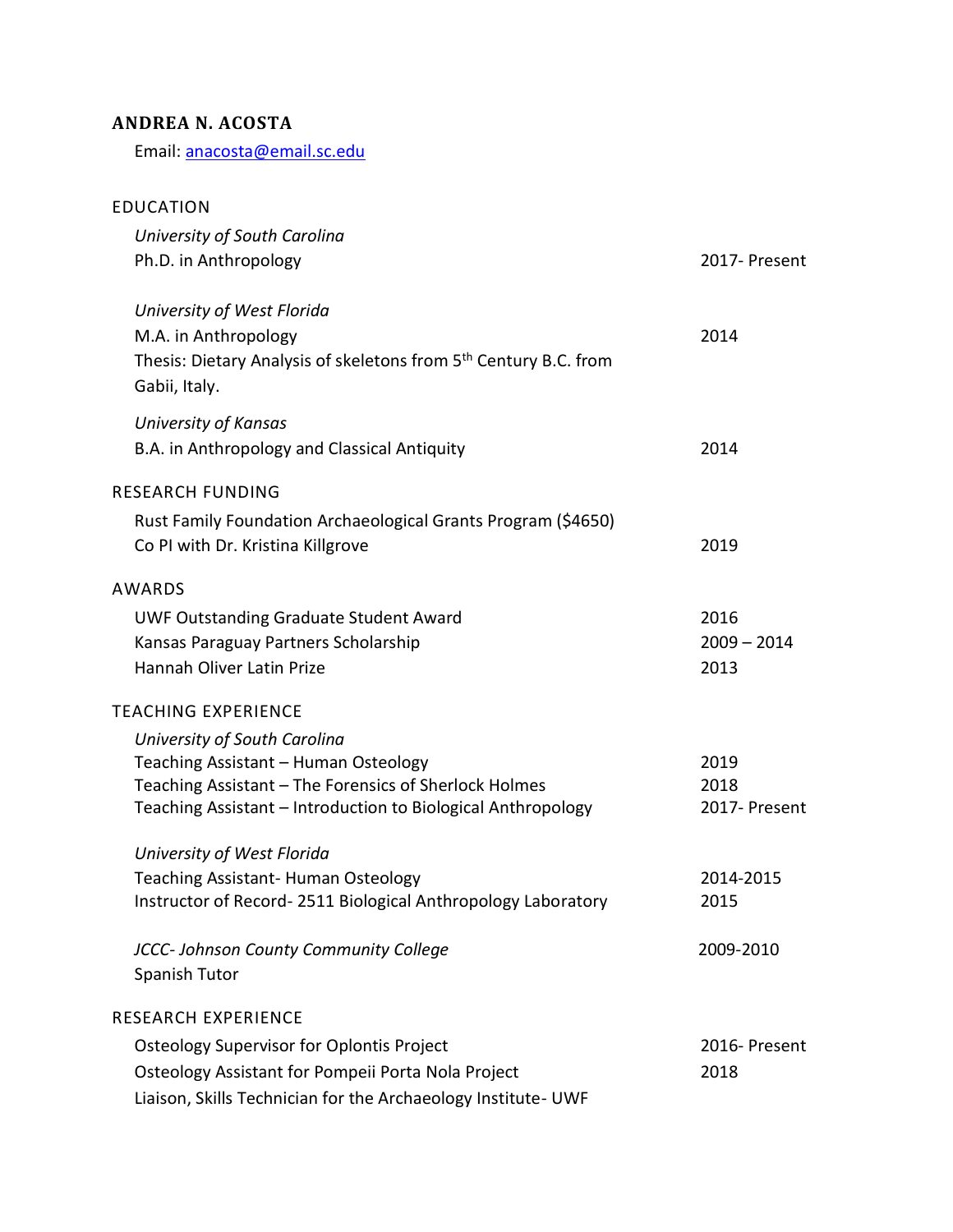# ANDREA N. ACOSTA

Email: anacosta@email.sc.edu

## EDUCATION

*University of South Carolina*
Ph.D. in Anthropology — 2017- Present

*University of West Florida*
M.A. in Anthropology — 2014
Thesis: Dietary Analysis of skeletons from 5th Century B.C. from Gabii, Italy.

*University of Kansas*
B.A. in Anthropology and Classical Antiquity — 2014

## RESEARCH FUNDING

Rust Family Foundation Archaeological Grants Program ($4650)
Co PI with Dr. Kristina Killgrove — 2019

## AWARDS

UWF Outstanding Graduate Student Award — 2016
Kansas Paraguay Partners Scholarship — 2009 – 2014
Hannah Oliver Latin Prize — 2013

## TEACHING EXPERIENCE

*University of South Carolina*
Teaching Assistant – Human Osteology — 2019
Teaching Assistant – The Forensics of Sherlock Holmes — 2018
Teaching Assistant – Introduction to Biological Anthropology — 2017- Present

*University of West Florida*
Teaching Assistant- Human Osteology — 2014-2015
Instructor of Record- 2511 Biological Anthropology Laboratory — 2015

*JCCC- Johnson County Community College* — 2009-2010
Spanish Tutor

## RESEARCH EXPERIENCE

Osteology Supervisor for Oplontis Project — 2016- Present
Osteology Assistant for Pompeii Porta Nola Project — 2018
Liaison, Skills Technician for the Archaeology Institute- UWF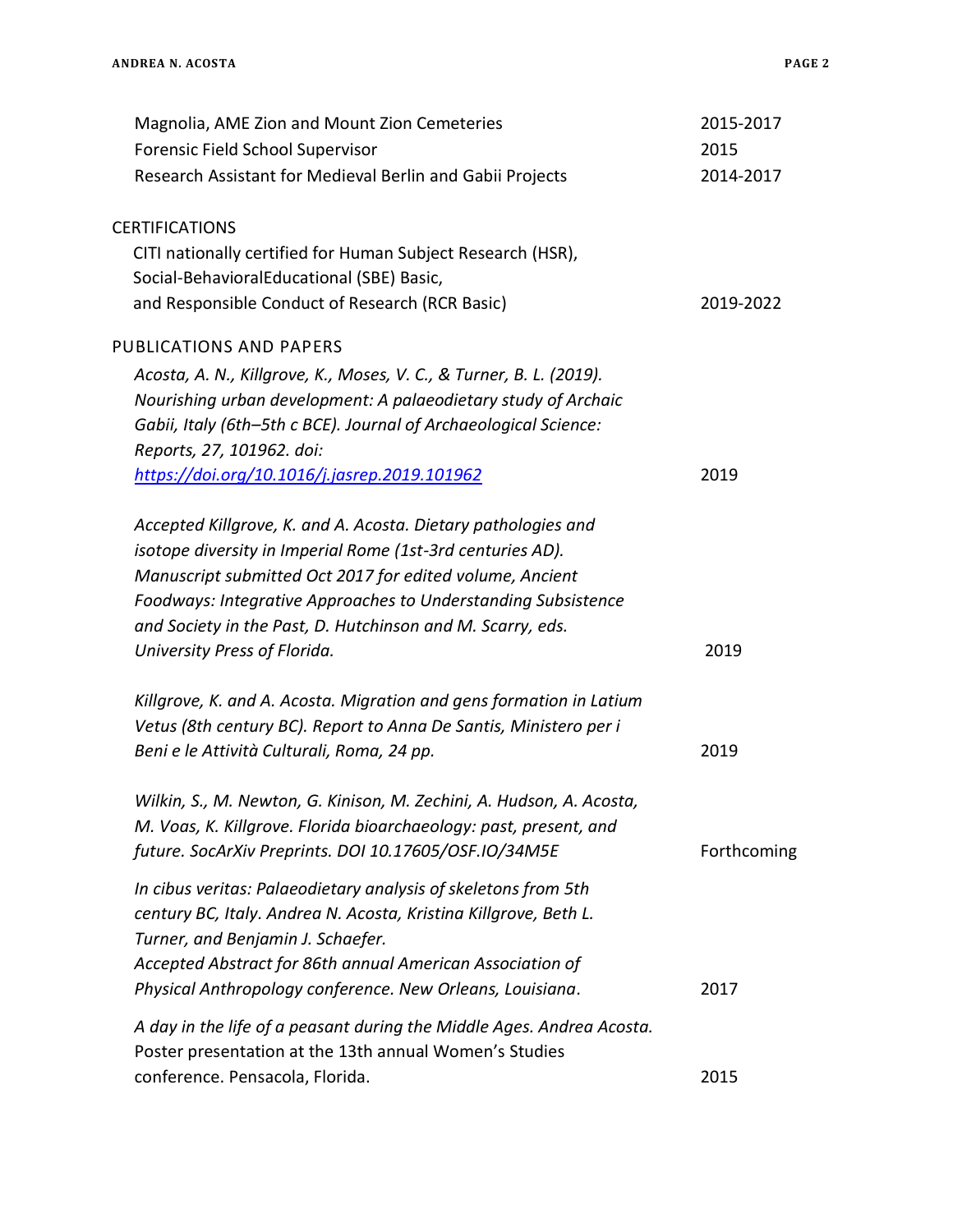Magnolia, AME Zion and Mount Zion Cemeteries 2015-2017
Forensic Field School Supervisor 2015
Research Assistant for Medieval Berlin and Gabii Projects 2014-2017

## CERTIFICATIONS

CITI nationally certified for Human Subject Research (HSR), Social-BehavioralEducational (SBE) Basic, and Responsible Conduct of Research (RCR Basic) 2019-2022

## PUBLICATIONS AND PAPERS

*Acosta, A. N., Killgrove, K., Moses, V. C., & Turner, B. L. (2019). Nourishing urban development: A palaeodietary study of Archaic Gabii, Italy (6th–5th c BCE). Journal of Archaeological Science: Reports, 27, 101962. doi:* *[https://doi.org/10.1016/j.jasrep.2019.101962](https://doi.org/10.1016/j.jasrep.2019.101962)* 2019

*Accepted Killgrove, K. and A. Acosta. Dietary pathologies and isotope diversity in Imperial Rome (1st-3rd centuries AD). Manuscript submitted Oct 2017 for edited volume, Ancient Foodways: Integrative Approaches to Understanding Subsistence and Society in the Past, D. Hutchinson and M. Scarry, eds. University Press of Florida.* 2019

*Killgrove, K. and A. Acosta. Migration and gens formation in Latium Vetus (8th century BC). Report to Anna De Santis, Ministero per i Beni e le Attività Culturali, Roma, 24 pp.* 2019

*Wilkin, S., M. Newton, G. Kinison, M. Zechini, A. Hudson, A. Acosta, M. Voas, K. Killgrove. Florida bioarchaeology: past, present, and future. SocArXiv Preprints. DOI 10.17605/OSF.IO/34M5E* Forthcoming

*In cibus veritas: Palaeodietary analysis of skeletons from 5th century BC, Italy. Andrea N. Acosta, Kristina Killgrove, Beth L. Turner, and Benjamin J. Schaefer. Accepted Abstract for 86th annual American Association of Physical Anthropology conference. New Orleans, Louisiana.* 2017

*A day in the life of a peasant during the Middle Ages. Andrea Acosta.* Poster presentation at the 13th annual Women's Studies conference. Pensacola, Florida. 2015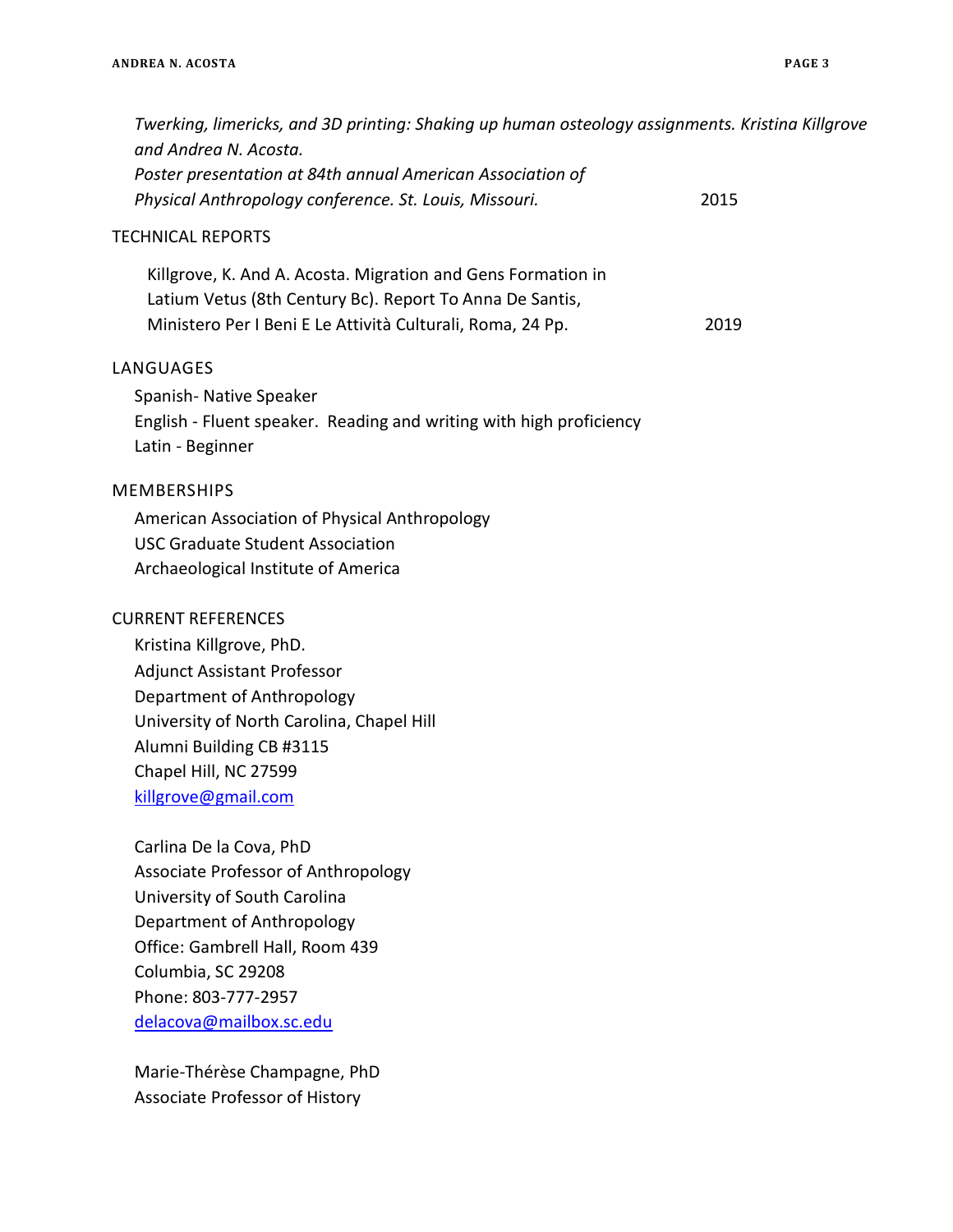*Twerking, limericks, and 3D printing: Shaking up human osteology assignments. Kristina Killgrove and Andrea N. Acosta.*
*Poster presentation at 84th annual American Association of Physical Anthropology conference. St. Louis, Missouri.* 2015

## TECHNICAL REPORTS

Killgrove, K. And A. Acosta. Migration and Gens Formation in Latium Vetus (8th Century Bc). Report To Anna De Santis, Ministero Per I Beni E Le Attività Culturali, Roma, 24 Pp. 2019

## LANGUAGES

Spanish- Native Speaker
English - Fluent speaker. Reading and writing with high proficiency
Latin - Beginner

## MEMBERSHIPS

American Association of Physical Anthropology
USC Graduate Student Association
Archaeological Institute of America

## CURRENT REFERENCES

Kristina Killgrove, PhD.
Adjunct Assistant Professor
Department of Anthropology
University of North Carolina, Chapel Hill
Alumni Building CB #3115
Chapel Hill, NC 27599
killgrove@gmail.com

Carlina De la Cova, PhD
Associate Professor of Anthropology
University of South Carolina
Department of Anthropology
Office: Gambrell Hall, Room 439
Columbia, SC 29208
Phone: 803-777-2957
delacova@mailbox.sc.edu

Marie-Thérèse Champagne, PhD
Associate Professor of History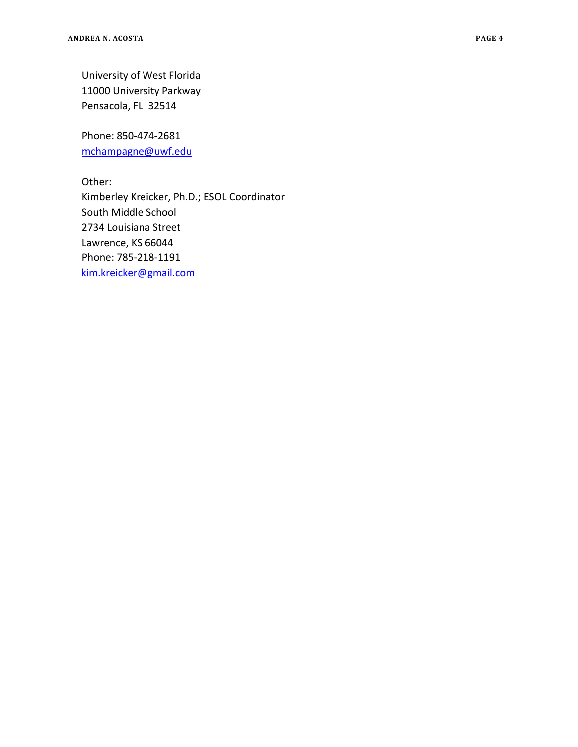University of West Florida
11000 University Parkway
Pensacola, FL 32514

Phone: 850-474-2681
mchampagne@uwf.edu

Other:
Kimberley Kreicker, Ph.D.; ESOL Coordinator
South Middle School
2734 Louisiana Street
Lawrence, KS 66044
Phone: 785-218-1191
kim.kreicker@gmail.com